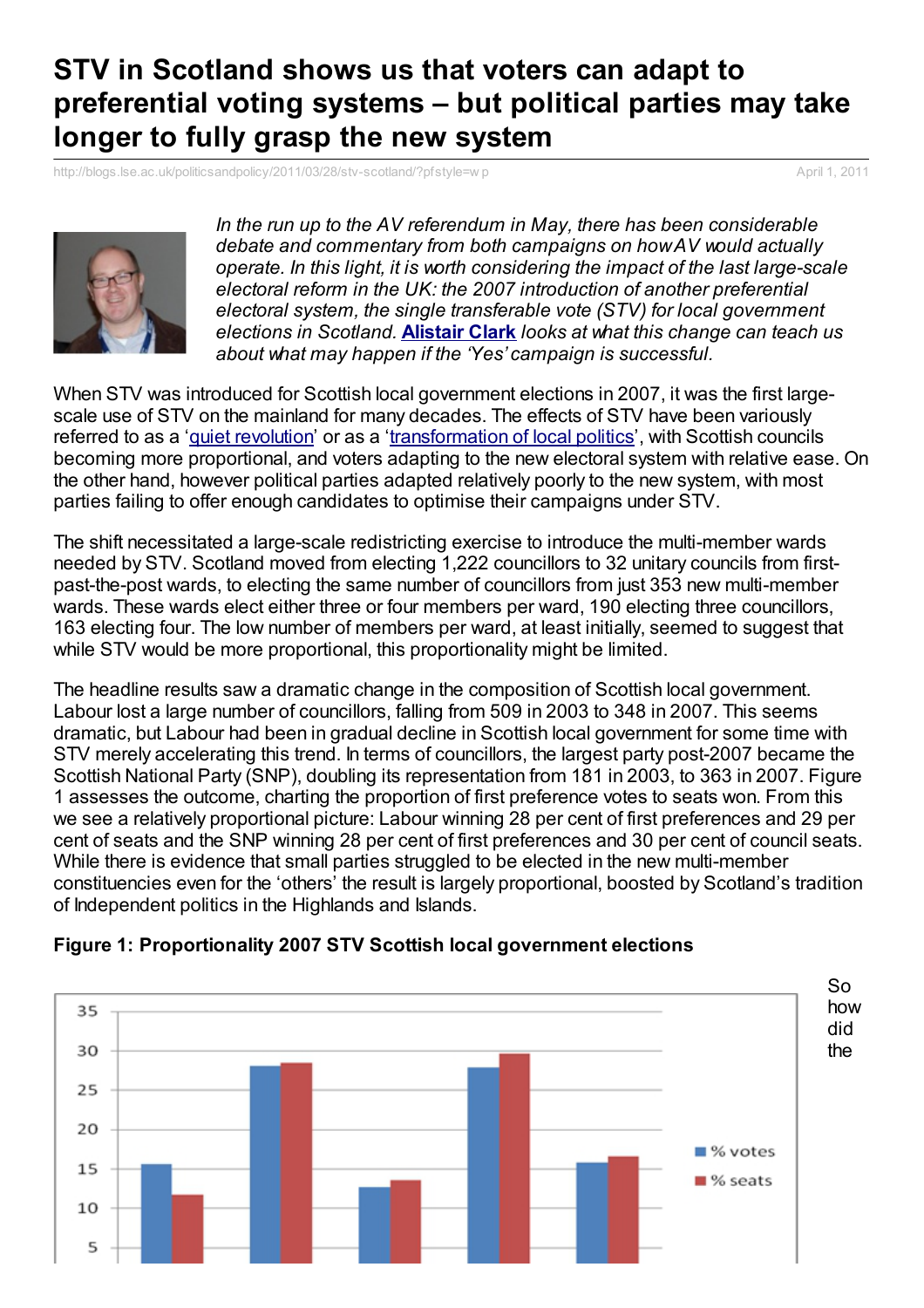# STV in Scotland shows us that voters can adapt to preferential voting systems – but political parties may take longer to fully grasp the new system

http://blogs.lse.ac.uk/politicsandpolicy/2011/03/28/stv-scotland/?pfstyle=wp

April 1, 2011

*In the run up to the AV referendum in May, there has been considerable debate and commentary from both campaigns on how AV would actually operate. In this light, it is worth considering the impact of the last large-scale electoral reform in the UK: the 2007 introduction of another preferential electoral system, the single transferable vote (STV) for local government elections in Scotland.* **Alistair Clark** *looks at what this change can teach us about what may happen if the 'Yes' campaign is successful.*

When STV was introduced for Scottish local government elections in 2007, it was the first large-scale use of STV on the mainland for many decades. The effects of STV have been variously referred to as a 'quiet revolution' or as a 'transformation of local politics', with Scottish councils becoming more proportional, and voters adapting to the new electoral system with relative ease. On the other hand, however political parties adapted relatively poorly to the new system, with most parties failing to offer enough candidates to optimise their campaigns under STV.

The shift necessitated a large-scale redistricting exercise to introduce the multi-member wards needed by STV. Scotland moved from electing 1,222 councillors to 32 unitary councils from first-past-the-post wards, to electing the same number of councillors from just 353 new multi-member wards. These wards elect either three or four members per ward, 190 electing three councillors, 163 electing four. The low number of members per ward, at least initially, seemed to suggest that while STV would be more proportional, this proportionality might be limited.

The headline results saw a dramatic change in the composition of Scottish local government. Labour lost a large number of councillors, falling from 509 in 2003 to 348 in 2007. This seems dramatic, but Labour had been in gradual decline in Scottish local government for some time with STV merely accelerating this trend. In terms of councillors, the largest party post-2007 became the Scottish National Party (SNP), doubling its representation from 181 in 2003, to 363 in 2007. Figure 1 assesses the outcome, charting the proportion of first preference votes to seats won. From this we see a relatively proportional picture: Labour winning 28 per cent of first preferences and 29 per cent of seats and the SNP winning 28 per cent of first preferences and 30 per cent of council seats. While there is evidence that small parties struggled to be elected in the new multi-member constituencies even for the 'others' the result is largely proportional, boosted by Scotland's tradition of Independent politics in the Highlands and Islands.

**Figure 1: Proportionality 2007 STV Scottish local government elections**

So how did the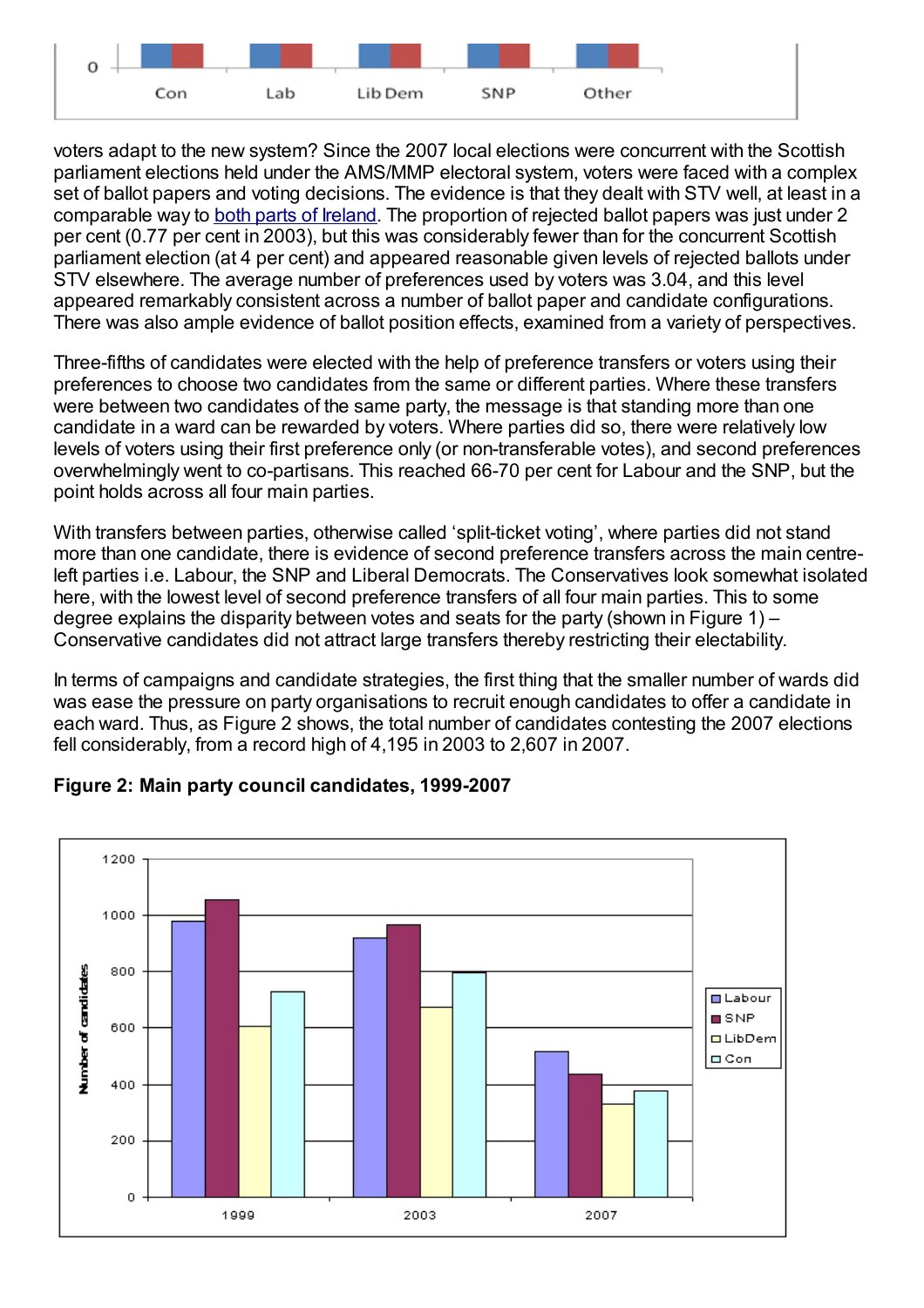voters adapt to the new system? Since the 2007 local elections were concurrent with the Scottish parliament elections held under the AMS/MMP electoral system, voters were faced with a complex set of ballot papers and voting decisions. The evidence is that they dealt with STV well, at least in a comparable way to both parts of Ireland. The proportion of rejected ballot papers was just under 2 per cent (0.77 per cent in 2003), but this was considerably fewer than for the concurrent Scottish parliament election (at 4 per cent) and appeared reasonable given levels of rejected ballots under STV elsewhere. The average number of preferences used by voters was 3.04, and this level appeared remarkably consistent across a number of ballot paper and candidate configurations. There was also ample evidence of ballot position effects, examined from a variety of perspectives.

Three-fifths of candidates were elected with the help of preference transfers or voters using their preferences to choose two candidates from the same or different parties. Where these transfers were between two candidates of the same party, the message is that standing more than one candidate in a ward can be rewarded by voters. Where parties did so, there were relatively low levels of voters using their first preference only (or non-transferable votes), and second preferences overwhelmingly went to co-partisans. This reached 66-70 per cent for Labour and the SNP, but the point holds across all four main parties.

With transfers between parties, otherwise called 'split-ticket voting', where parties did not stand more than one candidate, there is evidence of second preference transfers across the main centre-left parties i.e. Labour, the SNP and Liberal Democrats. The Conservatives look somewhat isolated here, with the lowest level of second preference transfers of all four main parties. This to some degree explains the disparity between votes and seats for the party (shown in Figure 1) – Conservative candidates did not attract large transfers thereby restricting their electability.

In terms of campaigns and candidate strategies, the first thing that the smaller number of wards did was ease the pressure on party organisations to recruit enough candidates to offer a candidate in each ward. Thus, as Figure 2 shows, the total number of candidates contesting the 2007 elections fell considerably, from a record high of 4,195 in 2003 to 2,607 in 2007.

**Figure 2: Main party council candidates, 1999-2007**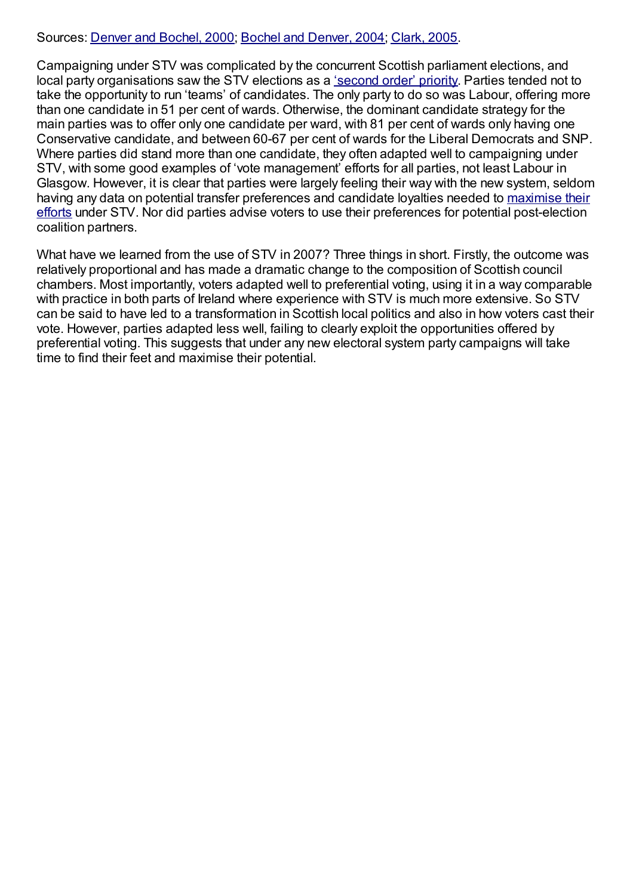Sources: Denver and Bochel, 2000; Bochel and Denver, 2004; Clark, 2005.

Campaigning under STV was complicated by the concurrent Scottish parliament elections, and local party organisations saw the STV elections as a 'second order' priority. Parties tended not to take the opportunity to run 'teams' of candidates. The only party to do so was Labour, offering more than one candidate in 51 per cent of wards. Otherwise, the dominant candidate strategy for the main parties was to offer only one candidate per ward, with 81 per cent of wards only having one Conservative candidate, and between 60-67 per cent of wards for the Liberal Democrats and SNP. Where parties did stand more than one candidate, they often adapted well to campaigning under STV, with some good examples of 'vote management' efforts for all parties, not least Labour in Glasgow. However, it is clear that parties were largely feeling their way with the new system, seldom having any data on potential transfer preferences and candidate loyalties needed to maximise their efforts under STV. Nor did parties advise voters to use their preferences for potential post-election coalition partners.

What have we learned from the use of STV in 2007? Three things in short. Firstly, the outcome was relatively proportional and has made a dramatic change to the composition of Scottish council chambers. Most importantly, voters adapted well to preferential voting, using it in a way comparable with practice in both parts of Ireland where experience with STV is much more extensive. So STV can be said to have led to a transformation in Scottish local politics and also in how voters cast their vote. However, parties adapted less well, failing to clearly exploit the opportunities offered by preferential voting. This suggests that under any new electoral system party campaigns will take time to find their feet and maximise their potential.